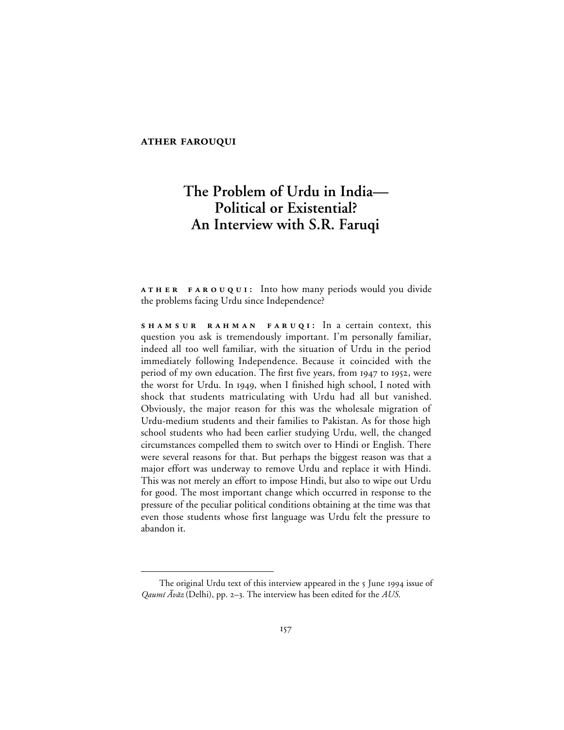**ATHER FAROUQUI**

# The Problem of Urdu in India—Political or Existential? An Interview with S.R. Faruqi

**ATHER FAROUQUI:** Into how many periods would you divide the problems facing Urdu since Independence?

**SHAMSUR RAHMAN FARUQI:** In a certain context, this question you ask is tremendously important. I'm personally familiar, indeed all too well familiar, with the situation of Urdu in the period immediately following Independence. Because it coincided with the period of my own education. The first five years, from 1947 to 1952, were the worst for Urdu. In 1949, when I finished high school, I noted with shock that students matriculating with Urdu had all but vanished. Obviously, the major reason for this was the wholesale migration of Urdu-medium students and their families to Pakistan. As for those high school students who had been earlier studying Urdu, well, the changed circumstances compelled them to switch over to Hindi or English. There were several reasons for that. But perhaps the biggest reason was that a major effort was underway to remove Urdu and replace it with Hindi. This was not merely an effort to impose Hindi, but also to wipe out Urdu for good. The most important change which occurred in response to the pressure of the peculiar political conditions obtaining at the time was that even those students whose first language was Urdu felt the pressure to abandon it.

---

The original Urdu text of this interview appeared in the 5 June 1994 issue of *Qaumī Āvāz* (Delhi), pp. 2–3. The interview has been edited for the *AUS.*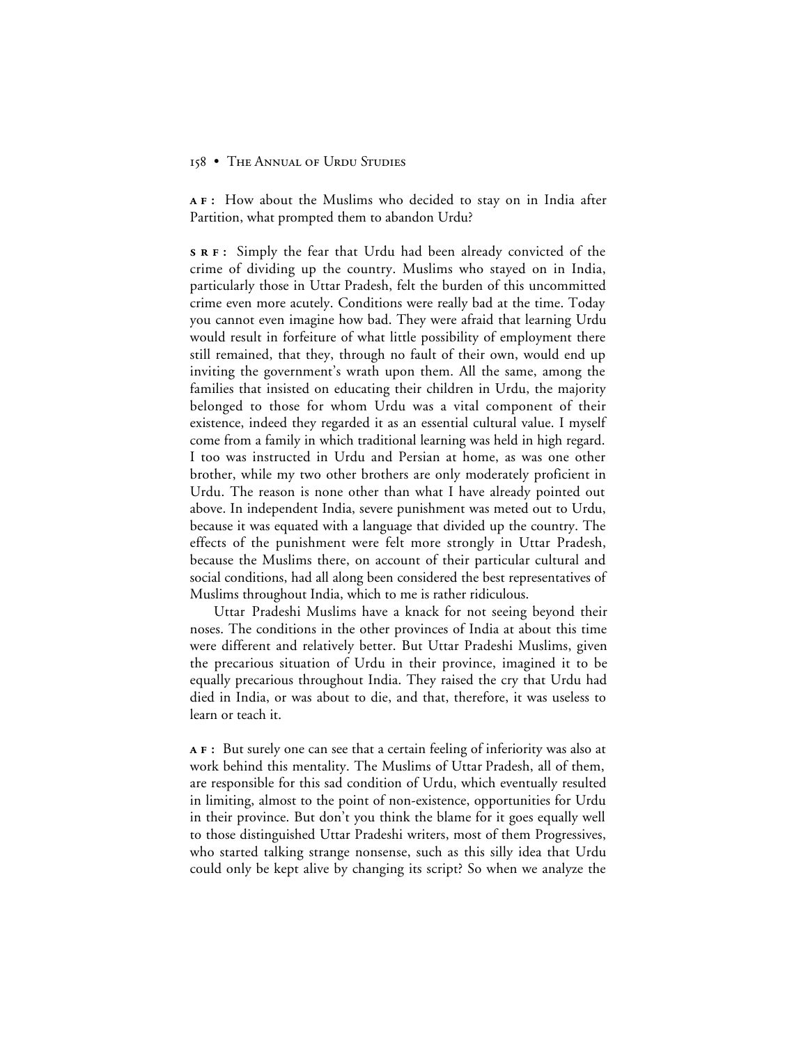**AF:** How about the Muslims who decided to stay on in India after Partition, what prompted them to abandon Urdu?

**SRF:** Simply the fear that Urdu had been already convicted of the crime of dividing up the country. Muslims who stayed on in India, particularly those in Uttar Pradesh, felt the burden of this uncommitted crime even more acutely. Conditions were really bad at the time. Today you cannot even imagine how bad. They were afraid that learning Urdu would result in forfeiture of what little possibility of employment there still remained, that they, through no fault of their own, would end up inviting the government's wrath upon them. All the same, among the families that insisted on educating their children in Urdu, the majority belonged to those for whom Urdu was a vital component of their existence, indeed they regarded it as an essential cultural value. I myself come from a family in which traditional learning was held in high regard. I too was instructed in Urdu and Persian at home, as was one other brother, while my two other brothers are only moderately proficient in Urdu. The reason is none other than what I have already pointed out above. In independent India, severe punishment was meted out to Urdu, because it was equated with a language that divided up the country. The effects of the punishment were felt more strongly in Uttar Pradesh, because the Muslims there, on account of their particular cultural and social conditions, had all along been considered the best representatives of Muslims throughout India, which to me is rather ridiculous.

Uttar Pradeshi Muslims have a knack for not seeing beyond their noses. The conditions in the other provinces of India at about this time were different and relatively better. But Uttar Pradeshi Muslims, given the precarious situation of Urdu in their province, imagined it to be equally precarious throughout India. They raised the cry that Urdu had died in India, or was about to die, and that, therefore, it was useless to learn or teach it.

**AF:** But surely one can see that a certain feeling of inferiority was also at work behind this mentality. The Muslims of Uttar Pradesh, all of them, are responsible for this sad condition of Urdu, which eventually resulted in limiting, almost to the point of non-existence, opportunities for Urdu in their province. But don't you think the blame for it goes equally well to those distinguished Uttar Pradeshi writers, most of them Progressives, who started talking strange nonsense, such as this silly idea that Urdu could only be kept alive by changing its script? So when we analyze the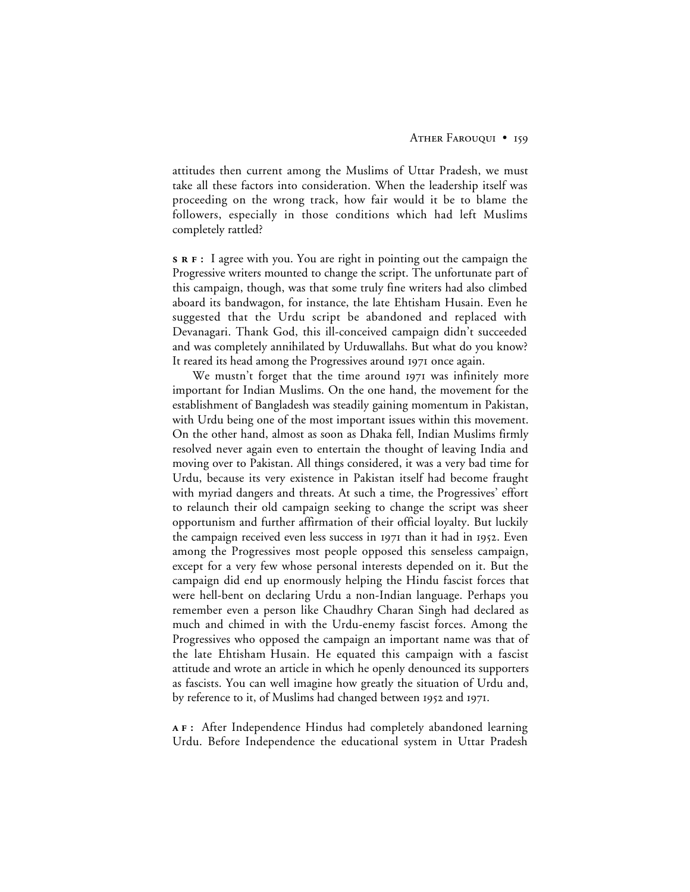attitudes then current among the Muslims of Uttar Pradesh, we must take all these factors into consideration. When the leadership itself was proceeding on the wrong track, how fair would it be to blame the followers, especially in those conditions which had left Muslims completely rattled?

**SRF:** I agree with you. You are right in pointing out the campaign the Progressive writers mounted to change the script. The unfortunate part of this campaign, though, was that some truly fine writers had also climbed aboard its bandwagon, for instance, the late Ehtisham Husain. Even he suggested that the Urdu script be abandoned and replaced with Devanagari. Thank God, this ill-conceived campaign didn't succeeded and was completely annihilated by Urduwallahs. But what do you know? It reared its head among the Progressives around 1971 once again.

We mustn't forget that the time around 1971 was infinitely more important for Indian Muslims. On the one hand, the movement for the establishment of Bangladesh was steadily gaining momentum in Pakistan, with Urdu being one of the most important issues within this movement. On the other hand, almost as soon as Dhaka fell, Indian Muslims firmly resolved never again even to entertain the thought of leaving India and moving over to Pakistan. All things considered, it was a very bad time for Urdu, because its very existence in Pakistan itself had become fraught with myriad dangers and threats. At such a time, the Progressives' effort to relaunch their old campaign seeking to change the script was sheer opportunism and further affirmation of their official loyalty. But luckily the campaign received even less success in 1971 than it had in 1952. Even among the Progressives most people opposed this senseless campaign, except for a very few whose personal interests depended on it. But the campaign did end up enormously helping the Hindu fascist forces that were hell-bent on declaring Urdu a non-Indian language. Perhaps you remember even a person like Chaudhry Charan Singh had declared as much and chimed in with the Urdu-enemy fascist forces. Among the Progressives who opposed the campaign an important name was that of the late Ehtisham Husain. He equated this campaign with a fascist attitude and wrote an article in which he openly denounced its supporters as fascists. You can well imagine how greatly the situation of Urdu and, by reference to it, of Muslims had changed between 1952 and 1971.

**AF:** After Independence Hindus had completely abandoned learning Urdu. Before Independence the educational system in Uttar Pradesh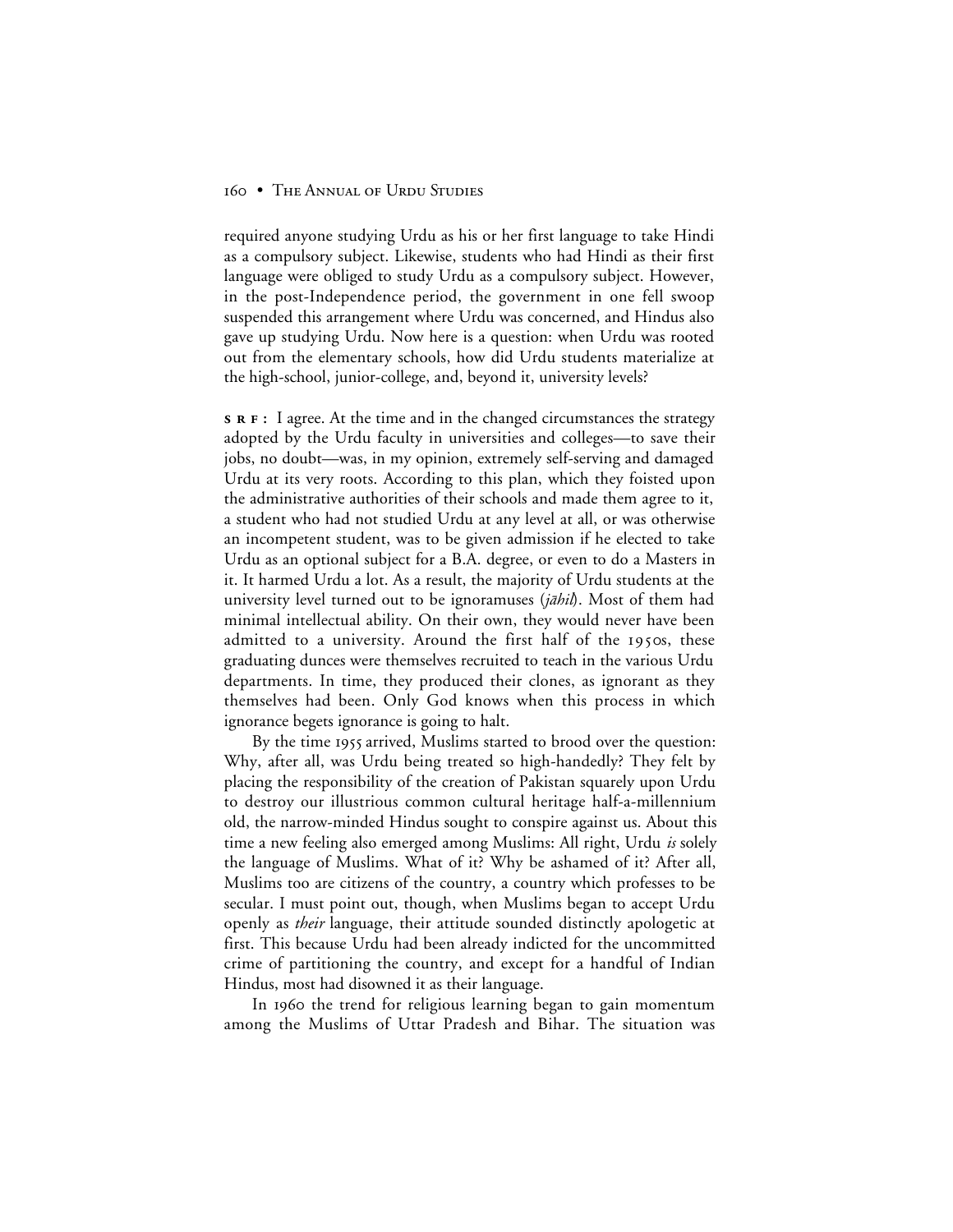required anyone studying Urdu as his or her first language to take Hindi as a compulsory subject. Likewise, students who had Hindi as their first language were obliged to study Urdu as a compulsory subject. However, in the post-Independence period, the government in one fell swoop suspended this arrangement where Urdu was concerned, and Hindus also gave up studying Urdu. Now here is a question: when Urdu was rooted out from the elementary schools, how did Urdu students materialize at the high-school, junior-college, and, beyond it, university levels?

**SRF:** I agree. At the time and in the changed circumstances the strategy adopted by the Urdu faculty in universities and colleges—to save their jobs, no doubt—was, in my opinion, extremely self-serving and damaged Urdu at its very roots. According to this plan, which they foisted upon the administrative authorities of their schools and made them agree to it, a student who had not studied Urdu at any level at all, or was otherwise an incompetent student, was to be given admission if he elected to take Urdu as an optional subject for a B.A. degree, or even to do a Masters in it. It harmed Urdu a lot. As a result, the majority of Urdu students at the university level turned out to be ignoramuses (*jāhil*). Most of them had minimal intellectual ability. On their own, they would never have been admitted to a university. Around the first half of the 1950s, these graduating dunces were themselves recruited to teach in the various Urdu departments. In time, they produced their clones, as ignorant as they themselves had been. Only God knows when this process in which ignorance begets ignorance is going to halt.

By the time 1955 arrived, Muslims started to brood over the question: Why, after all, was Urdu being treated so high-handedly? They felt by placing the responsibility of the creation of Pakistan squarely upon Urdu to destroy our illustrious common cultural heritage half-a-millennium old, the narrow-minded Hindus sought to conspire against us. About this time a new feeling also emerged among Muslims: All right, Urdu *is* solely the language of Muslims. What of it? Why be ashamed of it? After all, Muslims too are citizens of the country, a country which professes to be secular. I must point out, though, when Muslims began to accept Urdu openly as *their* language, their attitude sounded distinctly apologetic at first. This because Urdu had been already indicted for the uncommitted crime of partitioning the country, and except for a handful of Indian Hindus, most had disowned it as their language.

In 1960 the trend for religious learning began to gain momentum among the Muslims of Uttar Pradesh and Bihar. The situation was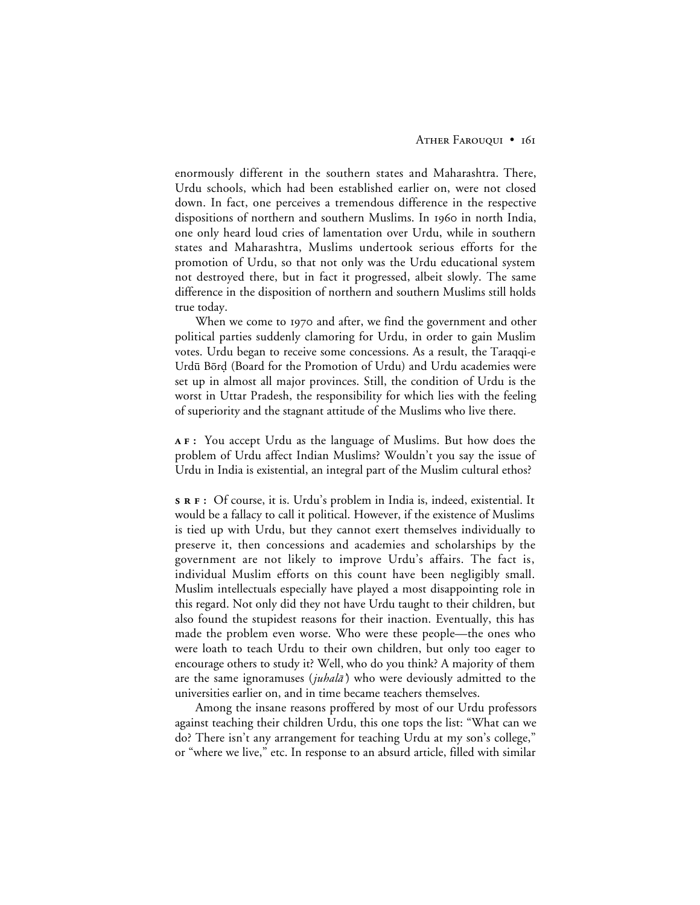enormously different in the southern states and Maharashtra. There, Urdu schools, which had been established earlier on, were not closed down. In fact, one perceives a tremendous difference in the respective dispositions of northern and southern Muslims. In 1960 in north India, one only heard loud cries of lamentation over Urdu, while in southern states and Maharashtra, Muslims undertook serious efforts for the promotion of Urdu, so that not only was the Urdu educational system not destroyed there, but in fact it progressed, albeit slowly. The same difference in the disposition of northern and southern Muslims still holds true today.

When we come to 1970 and after, we find the government and other political parties suddenly clamoring for Urdu, in order to gain Muslim votes. Urdu began to receive some concessions. As a result, the Taraqqi-e Urdū Bōrḍ (Board for the Promotion of Urdu) and Urdu academies were set up in almost all major provinces. Still, the condition of Urdu is the worst in Uttar Pradesh, the responsibility for which lies with the feeling of superiority and the stagnant attitude of the Muslims who live there.

**AF:** You accept Urdu as the language of Muslims. But how does the problem of Urdu affect Indian Muslims? Wouldn't you say the issue of Urdu in India is existential, an integral part of the Muslim cultural ethos?

**SRF:** Of course, it is. Urdu's problem in India is, indeed, existential. It would be a fallacy to call it political. However, if the existence of Muslims is tied up with Urdu, but they cannot exert themselves individually to preserve it, then concessions and academies and scholarships by the government are not likely to improve Urdu's affairs. The fact is, individual Muslim efforts on this count have been negligibly small. Muslim intellectuals especially have played a most disappointing role in this regard. Not only did they not have Urdu taught to their children, but also found the stupidest reasons for their inaction. Eventually, this has made the problem even worse. Who were these people—the ones who were loath to teach Urdu to their own children, but only too eager to encourage others to study it? Well, who do you think? A majority of them are the same ignoramuses (*juhalā'*) who were deviously admitted to the universities earlier on, and in time became teachers themselves.

Among the insane reasons proffered by most of our Urdu professors against teaching their children Urdu, this one tops the list: "What can we do? There isn't any arrangement for teaching Urdu at my son's college," or "where we live," etc. In response to an absurd article, filled with similar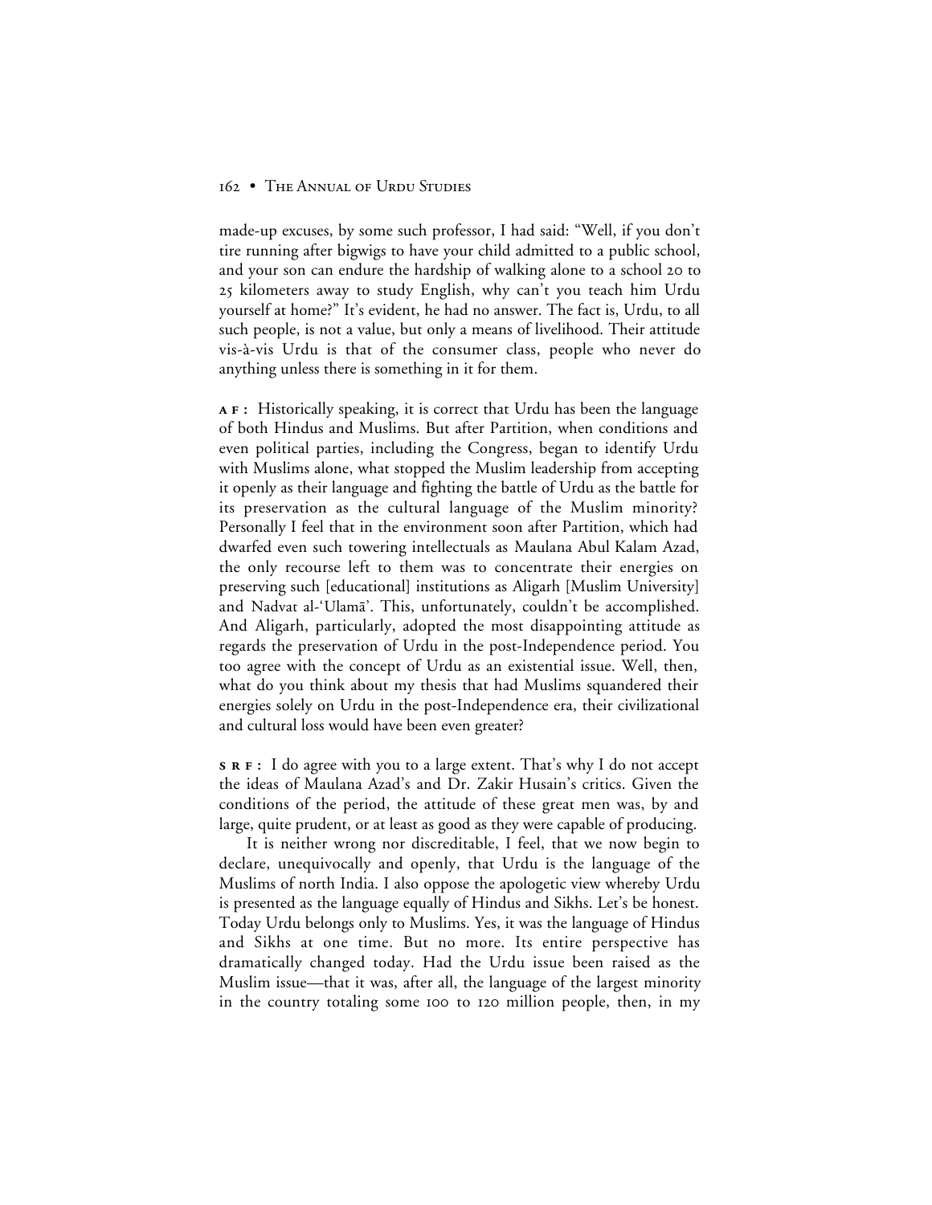made-up excuses, by some such professor, I had said: "Well, if you don't tire running after bigwigs to have your child admitted to a public school, and your son can endure the hardship of walking alone to a school 20 to 25 kilometers away to study English, why can't you teach him Urdu yourself at home?" It's evident, he had no answer. The fact is, Urdu, to all such people, is not a value, but only a means of livelihood. Their attitude vis-à-vis Urdu is that of the consumer class, people who never do anything unless there is something in it for them.

**AF:** Historically speaking, it is correct that Urdu has been the language of both Hindus and Muslims. But after Partition, when conditions and even political parties, including the Congress, began to identify Urdu with Muslims alone, what stopped the Muslim leadership from accepting it openly as their language and fighting the battle of Urdu as the battle for its preservation as the cultural language of the Muslim minority? Personally I feel that in the environment soon after Partition, which had dwarfed even such towering intellectuals as Maulana Abul Kalam Azad, the only recourse left to them was to concentrate their energies on preserving such [educational] institutions as Aligarh [Muslim University] and Nadvat al-'Ulamā'. This, unfortunately, couldn't be accomplished. And Aligarh, particularly, adopted the most disappointing attitude as regards the preservation of Urdu in the post-Independence period. You too agree with the concept of Urdu as an existential issue. Well, then, what do you think about my thesis that had Muslims squandered their energies solely on Urdu in the post-Independence era, their civilizational and cultural loss would have been even greater?

**SRF:** I do agree with you to a large extent. That's why I do not accept the ideas of Maulana Azad's and Dr. Zakir Husain's critics. Given the conditions of the period, the attitude of these great men was, by and large, quite prudent, or at least as good as they were capable of producing.

It is neither wrong nor discreditable, I feel, that we now begin to declare, unequivocally and openly, that Urdu is the language of the Muslims of north India. I also oppose the apologetic view whereby Urdu is presented as the language equally of Hindus and Sikhs. Let's be honest. Today Urdu belongs only to Muslims. Yes, it was the language of Hindus and Sikhs at one time. But no more. Its entire perspective has dramatically changed today. Had the Urdu issue been raised as the Muslim issue—that it was, after all, the language of the largest minority in the country totaling some 100 to 120 million people, then, in my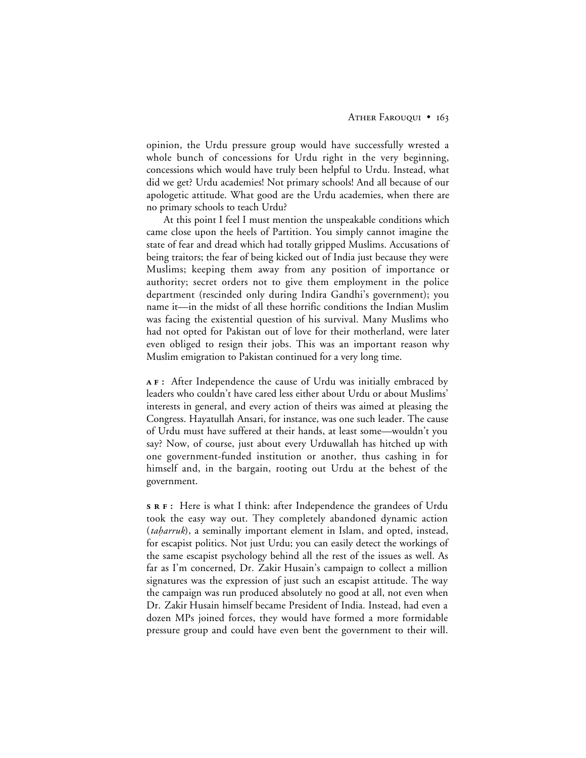opinion, the Urdu pressure group would have successfully wrested a whole bunch of concessions for Urdu right in the very beginning, concessions which would have truly been helpful to Urdu. Instead, what did we get? Urdu academies! Not primary schools! And all because of our apologetic attitude. What good are the Urdu academies, when there are no primary schools to teach Urdu?

At this point I feel I must mention the unspeakable conditions which came close upon the heels of Partition. You simply cannot imagine the state of fear and dread which had totally gripped Muslims. Accusations of being traitors; the fear of being kicked out of India just because they were Muslims; keeping them away from any position of importance or authority; secret orders not to give them employment in the police department (rescinded only during Indira Gandhi's government); you name it—in the midst of all these horrific conditions the Indian Muslim was facing the existential question of his survival. Many Muslims who had not opted for Pakistan out of love for their motherland, were later even obliged to resign their jobs. This was an important reason why Muslim emigration to Pakistan continued for a very long time.

**AF:** After Independence the cause of Urdu was initially embraced by leaders who couldn't have cared less either about Urdu or about Muslims' interests in general, and every action of theirs was aimed at pleasing the Congress. Hayatullah Ansari, for instance, was one such leader. The cause of Urdu must have suffered at their hands, at least some—wouldn't you say? Now, of course, just about every Urduwallah has hitched up with one government-funded institution or another, thus cashing in for himself and, in the bargain, rooting out Urdu at the behest of the government.

**SRF:** Here is what I think: after Independence the grandees of Urdu took the easy way out. They completely abandoned dynamic action (*taḥarruk*), a seminally important element in Islam, and opted, instead, for escapist politics. Not just Urdu; you can easily detect the workings of the same escapist psychology behind all the rest of the issues as well. As far as I'm concerned, Dr. Zakir Husain's campaign to collect a million signatures was the expression of just such an escapist attitude. The way the campaign was run produced absolutely no good at all, not even when Dr. Zakir Husain himself became President of India. Instead, had even a dozen MPs joined forces, they would have formed a more formidable pressure group and could have even bent the government to their will.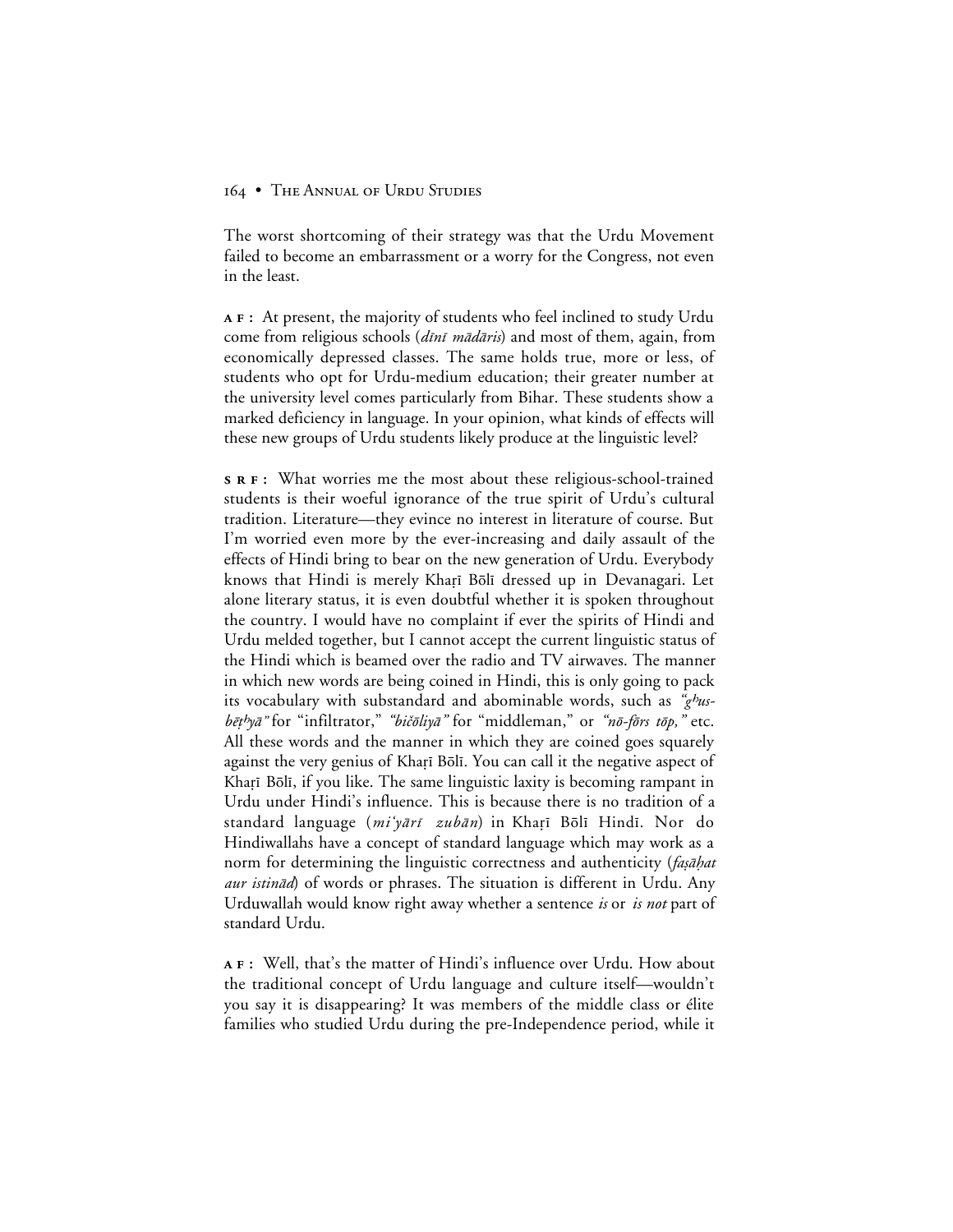The worst shortcoming of their strategy was that the Urdu Movement failed to become an embarrassment or a worry for the Congress, not even in the least.

**AF:** At present, the majority of students who feel inclined to study Urdu come from religious schools (*dīnī mādāris*) and most of them, again, from economically depressed classes. The same holds true, more or less, of students who opt for Urdu-medium education; their greater number at the university level comes particularly from Bihar. These students show a marked deficiency in language. In your opinion, what kinds of effects will these new groups of Urdu students likely produce at the linguistic level?

**SRF:** What worries me the most about these religious-school-trained students is their woeful ignorance of the true spirit of Urdu's cultural tradition. Literature—they evince no interest in literature of course. But I'm worried even more by the ever-increasing and daily assault of the effects of Hindi bring to bear on the new generation of Urdu. Everybody knows that Hindi is merely Khaṛī Bōlī dressed up in Devanagari. Let alone literary status, it is even doubtful whether it is spoken throughout the country. I would have no complaint if ever the spirits of Hindi and Urdu melded together, but I cannot accept the current linguistic status of the Hindi which is beamed over the radio and TV airwaves. The manner in which new words are being coined in Hindi, this is only going to pack its vocabulary with substandard and abominable words, such as *"gʰus-bēṭʰyā"* for "infiltrator," *"bičōliyā"* for "middleman," or *"nō-fõrs tōp,"* etc. All these words and the manner in which they are coined goes squarely against the very genius of Khaṛī Bōlī. You can call it the negative aspect of Khaṛī Bōlī, if you like. The same linguistic laxity is becoming rampant in Urdu under Hindi's influence. This is because there is no tradition of a standard language (*mi'yārī zubān*) in Khaṛī Bōlī Hindī. Nor do Hindiwallahs have a concept of standard language which may work as a norm for determining the linguistic correctness and authenticity (*faṣāḥat aur istinād*) of words or phrases. The situation is different in Urdu. Any Urduwallah would know right away whether a sentence *is* or *is not* part of standard Urdu.

**AF:** Well, that's the matter of Hindi's influence over Urdu. How about the traditional concept of Urdu language and culture itself—wouldn't you say it is disappearing? It was members of the middle class or élite families who studied Urdu during the pre-Independence period, while it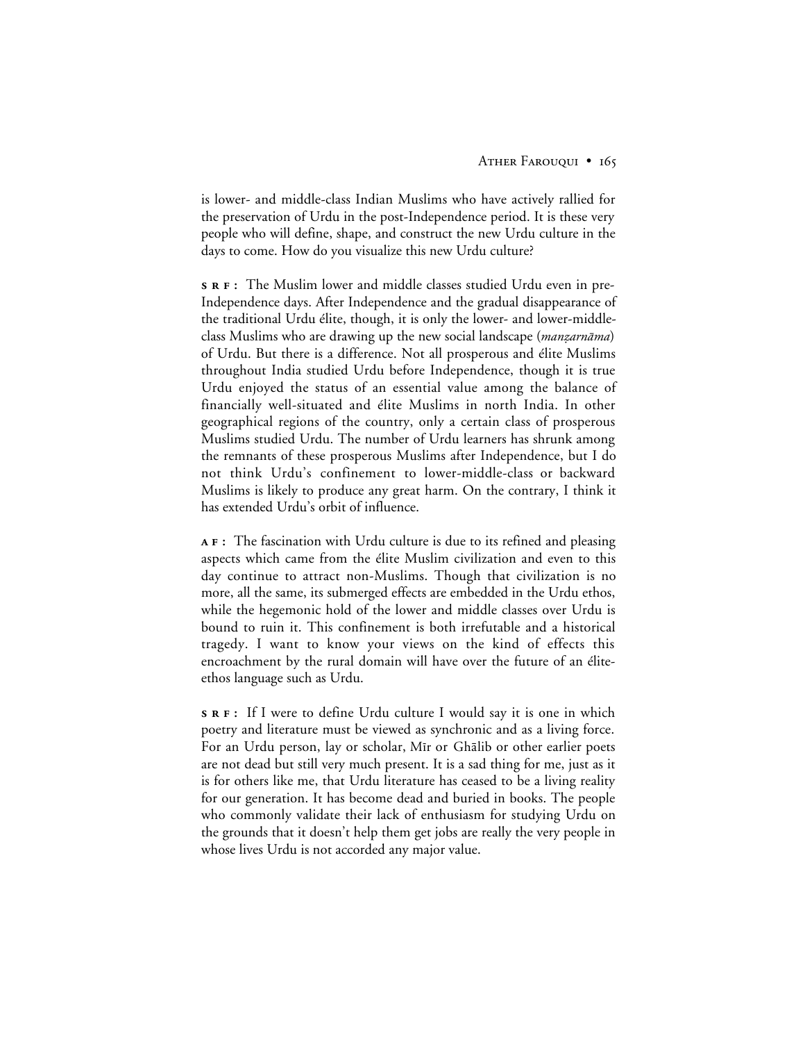is lower- and middle-class Indian Muslims who have actively rallied for the preservation of Urdu in the post-Independence period. It is these very people who will define, shape, and construct the new Urdu culture in the days to come. How do you visualize this new Urdu culture?

**SRF:** The Muslim lower and middle classes studied Urdu even in pre-Independence days. After Independence and the gradual disappearance of the traditional Urdu élite, though, it is only the lower- and lower-middle-class Muslims who are drawing up the new social landscape (*manẓarnāma*) of Urdu. But there is a difference. Not all prosperous and élite Muslims throughout India studied Urdu before Independence, though it is true Urdu enjoyed the status of an essential value among the balance of financially well-situated and élite Muslims in north India. In other geographical regions of the country, only a certain class of prosperous Muslims studied Urdu. The number of Urdu learners has shrunk among the remnants of these prosperous Muslims after Independence, but I do not think Urdu's confinement to lower-middle-class or backward Muslims is likely to produce any great harm. On the contrary, I think it has extended Urdu's orbit of influence.

**AF:** The fascination with Urdu culture is due to its refined and pleasing aspects which came from the élite Muslim civilization and even to this day continue to attract non-Muslims. Though that civilization is no more, all the same, its submerged effects are embedded in the Urdu ethos, while the hegemonic hold of the lower and middle classes over Urdu is bound to ruin it. This confinement is both irrefutable and a historical tragedy. I want to know your views on the kind of effects this encroachment by the rural domain will have over the future of an élite-ethos language such as Urdu.

**SRF:** If I were to define Urdu culture I would say it is one in which poetry and literature must be viewed as synchronic and as a living force. For an Urdu person, lay or scholar, Mīr or Ghālib or other earlier poets are not dead but still very much present. It is a sad thing for me, just as it is for others like me, that Urdu literature has ceased to be a living reality for our generation. It has become dead and buried in books. The people who commonly validate their lack of enthusiasm for studying Urdu on the grounds that it doesn't help them get jobs are really the very people in whose lives Urdu is not accorded any major value.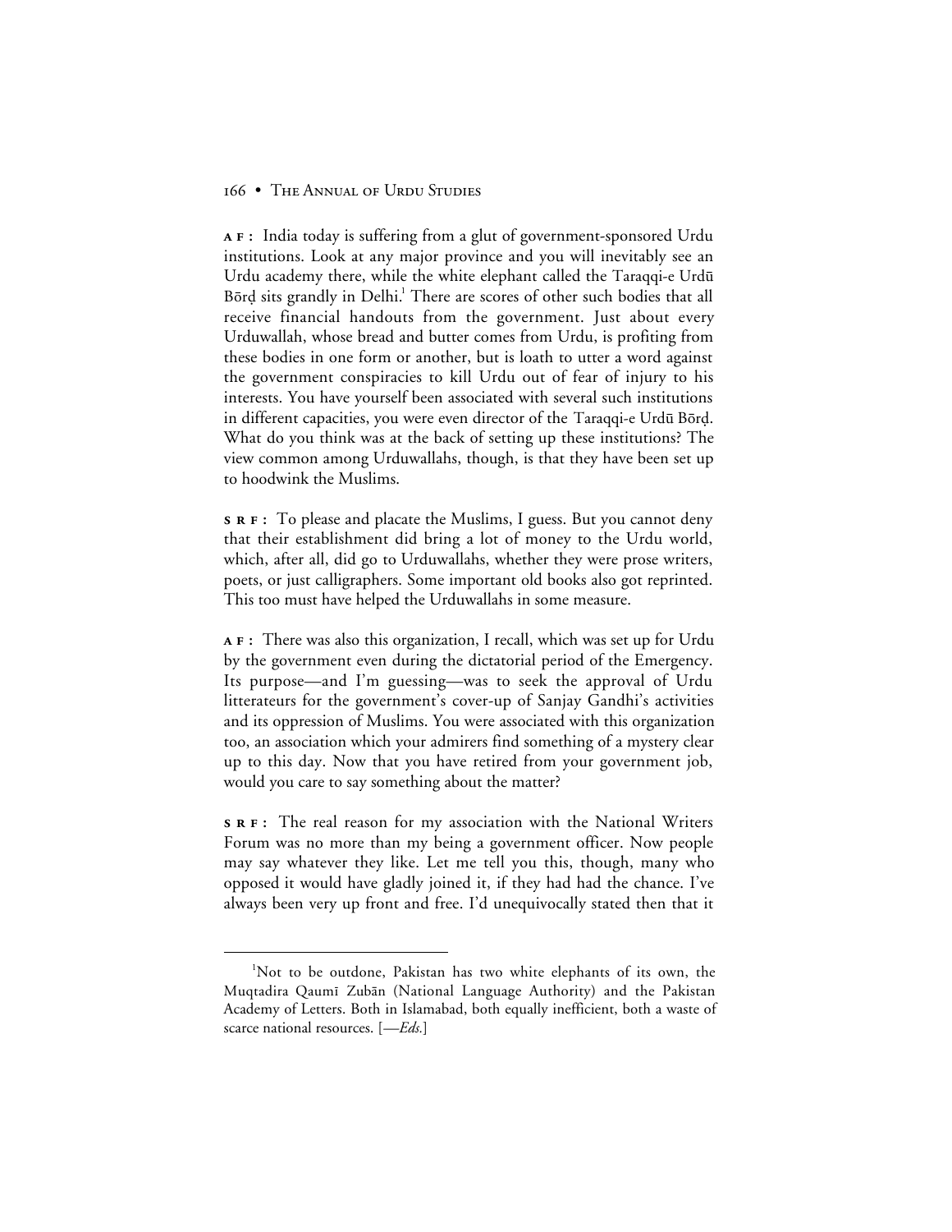**AF:** India today is suffering from a glut of government-sponsored Urdu institutions. Look at any major province and you will inevitably see an Urdu academy there, while the white elephant called the Taraqqi-e Urdū Bōrḍ sits grandly in Delhi.[1] There are scores of other such bodies that all receive financial handouts from the government. Just about every Urduwallah, whose bread and butter comes from Urdu, is profiting from these bodies in one form or another, but is loath to utter a word against the government conspiracies to kill Urdu out of fear of injury to his interests. You have yourself been associated with several such institutions in different capacities, you were even director of the Taraqqi-e Urdū Bōrḍ. What do you think was at the back of setting up these institutions? The view common among Urduwallahs, though, is that they have been set up to hoodwink the Muslims.

**SRF:** To please and placate the Muslims, I guess. But you cannot deny that their establishment did bring a lot of money to the Urdu world, which, after all, did go to Urduwallahs, whether they were prose writers, poets, or just calligraphers. Some important old books also got reprinted. This too must have helped the Urduwallahs in some measure.

**AF:** There was also this organization, I recall, which was set up for Urdu by the government even during the dictatorial period of the Emergency. Its purpose—and I'm guessing—was to seek the approval of Urdu litterateurs for the government's cover-up of Sanjay Gandhi's activities and its oppression of Muslims. You were associated with this organization too, an association which your admirers find something of a mystery clear up to this day. Now that you have retired from your government job, would you care to say something about the matter?

**SRF:** The real reason for my association with the National Writers Forum was no more than my being a government officer. Now people may say whatever they like. Let me tell you this, though, many who opposed it would have gladly joined it, if they had had the chance. I've always been very up front and free. I'd unequivocally stated then that it

---

[1]Not to be outdone, Pakistan has two white elephants of its own, the Muqtadira Qaumī Zubān (National Language Authority) and the Pakistan Academy of Letters. Both in Islamabad, both equally inefficient, both a waste of scarce national resources. [—*Eds.*]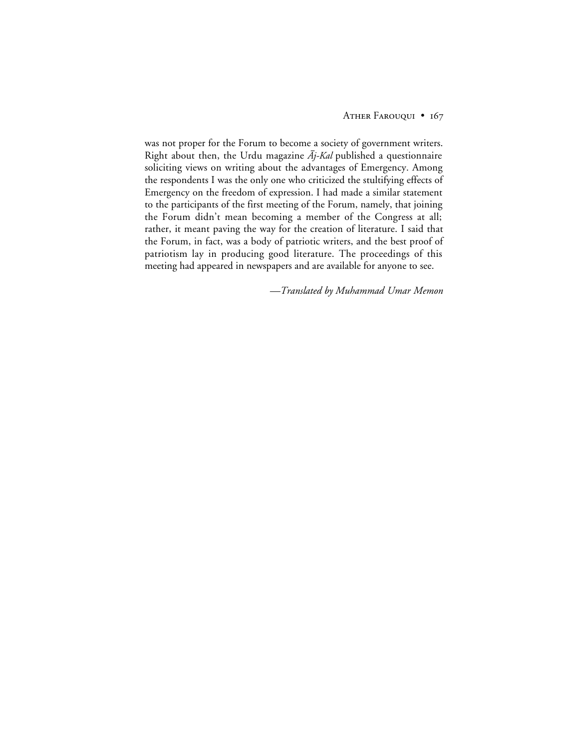was not proper for the Forum to become a society of government writers. Right about then, the Urdu magazine *Āj-Kal* published a questionnaire soliciting views on writing about the advantages of Emergency. Among the respondents I was the only one who criticized the stultifying effects of Emergency on the freedom of expression. I had made a similar statement to the participants of the first meeting of the Forum, namely, that joining the Forum didn't mean becoming a member of the Congress at all; rather, it meant paving the way for the creation of literature. I said that the Forum, in fact, was a body of patriotic writers, and the best proof of patriotism lay in producing good literature. The proceedings of this meeting had appeared in newspapers and are available for anyone to see.

—*Translated by Muhammad Umar Memon*